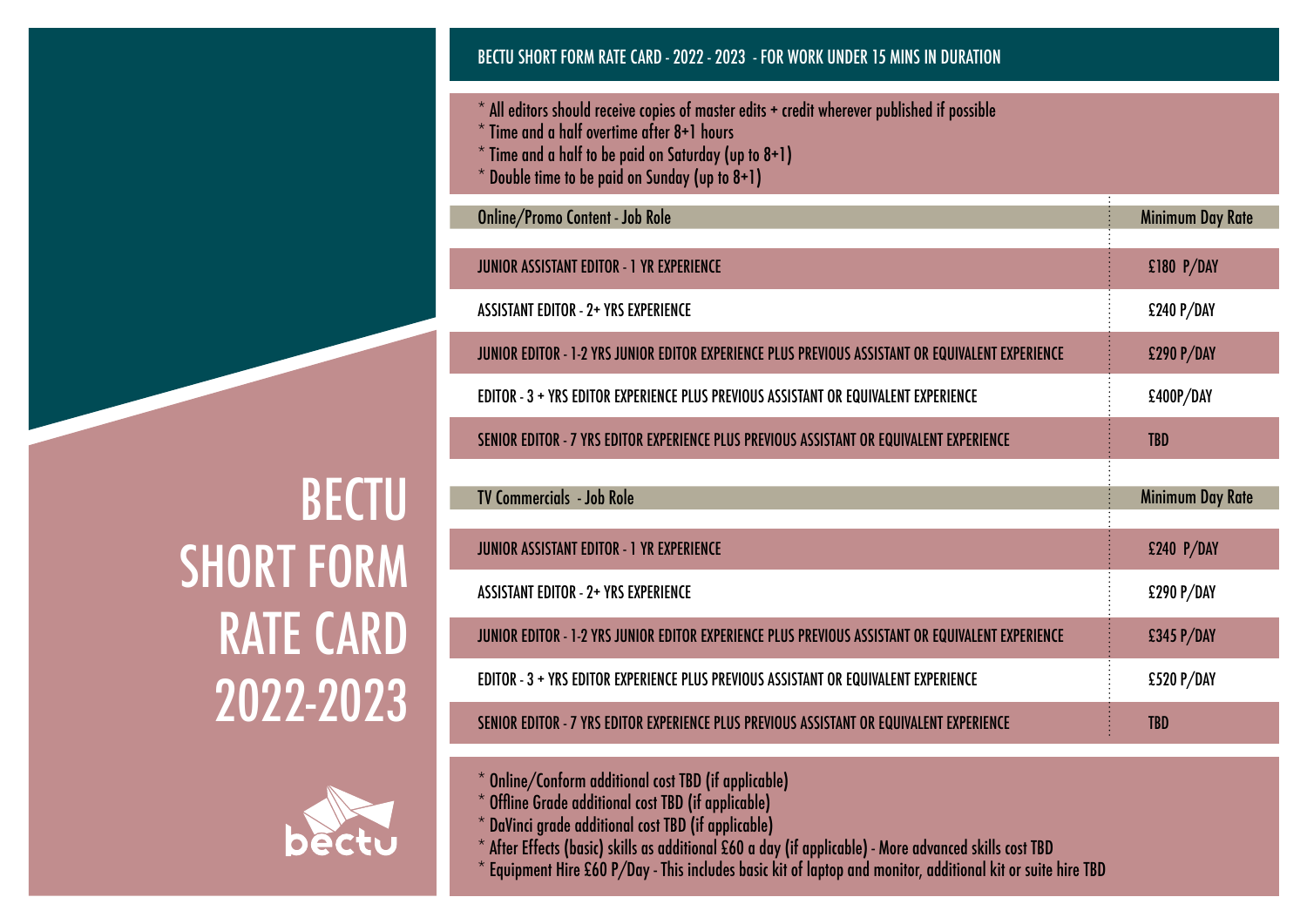# BECTU SHORT FORM RATE CARD 2022-2023

## BECTU SHORT FORM RATE CARD - 2022 - 2023 - FOR WORK UNDER 15 MINS IN DURATION

* All editors should receive copies of master edits + credit wherever published if possible
* Time and a half overtime after 8+1 hours
* Time and a half to be paid on Saturday (up to 8+1)
* Double time to be paid on Sunday (up to 8+1)

| Online/Promo Content - Job Role | Minimum Day Rate |
| --- | --- |
| JUNIOR ASSISTANT EDITOR - 1 YR EXPERIENCE | £180 P/DAY |
| ASSISTANT EDITOR - 2+ YRS EXPERIENCE | £240 P/DAY |
| JUNIOR EDITOR - 1-2 YRS JUNIOR EDITOR EXPERIENCE PLUS PREVIOUS ASSISTANT OR EQUIVALENT EXPERIENCE | £290 P/DAY |
| EDITOR - 3 + YRS EDITOR EXPERIENCE PLUS PREVIOUS ASSISTANT OR EQUIVALENT EXPERIENCE | £400P/DAY |
| SENIOR EDITOR - 7 YRS EDITOR EXPERIENCE PLUS PREVIOUS ASSISTANT OR EQUIVALENT EXPERIENCE | TBD |

| TV Commercials - Job Role | Minimum Day Rate |
| --- | --- |
| JUNIOR ASSISTANT EDITOR - 1 YR EXPERIENCE | £240 P/DAY |
| ASSISTANT EDITOR - 2+ YRS EXPERIENCE | £290 P/DAY |
| JUNIOR EDITOR - 1-2 YRS JUNIOR EDITOR EXPERIENCE PLUS PREVIOUS ASSISTANT OR EQUIVALENT EXPERIENCE | £345 P/DAY |
| EDITOR - 3 + YRS EDITOR EXPERIENCE PLUS PREVIOUS ASSISTANT OR EQUIVALENT EXPERIENCE | £520 P/DAY |
| SENIOR EDITOR - 7 YRS EDITOR EXPERIENCE PLUS PREVIOUS ASSISTANT OR EQUIVALENT EXPERIENCE | TBD |

* Online/Conform additional cost TBD (if applicable)
* Offline Grade additional cost TBD (if applicable)
* DaVinci grade additional cost TBD (if applicable)
* After Effects (basic) skills as additional £60 a day (if applicable) - More advanced skills cost TBD
* Equipment Hire £60 P/Day - This includes basic kit of laptop and monitor, additional kit or suite hire TBD

bectu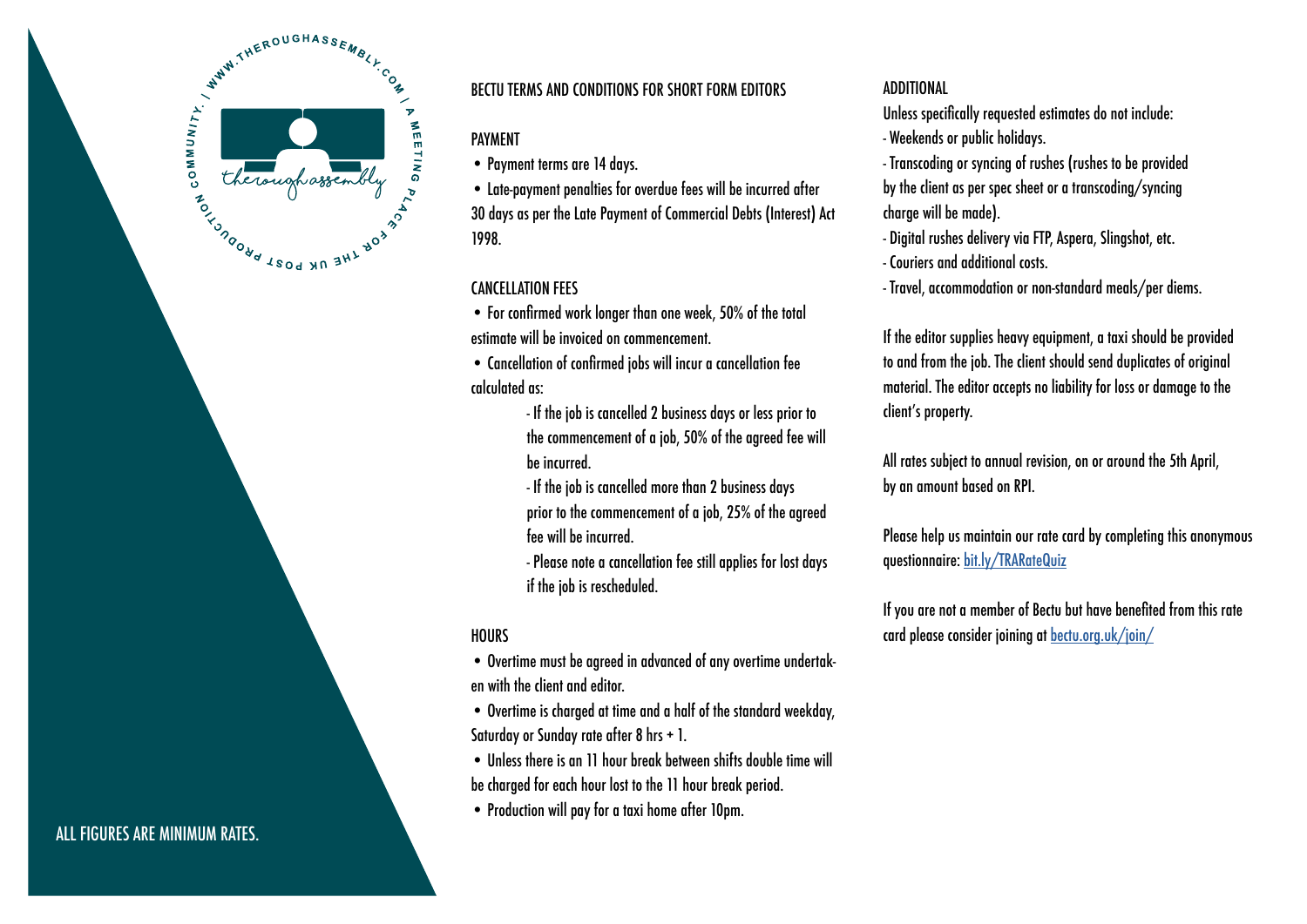## BECTU TERMS AND CONDITIONS FOR SHORT FORM EDITORS

### PAYMENT

- Payment terms are 14 days.
- Late-payment penalties for overdue fees will be incurred after 30 days as per the Late Payment of Commercial Debts (Interest) Act 1998.

### CANCELLATION FEES

- For confirmed work longer than one week, 50% of the total estimate will be invoiced on commencement.
- Cancellation of confirmed jobs will incur a cancellation fee calculated as:
  - If the job is cancelled 2 business days or less prior to the commencement of a job, 50% of the agreed fee will be incurred.
  - If the job is cancelled more than 2 business days prior to the commencement of a job, 25% of the agreed fee will be incurred.
  - Please note a cancellation fee still applies for lost days if the job is rescheduled.

### HOURS

- Overtime must be agreed in advanced of any overtime undertaken with the client and editor.
- Overtime is charged at time and a half of the standard weekday, Saturday or Sunday rate after 8 hrs + 1.
- Unless there is an 11 hour break between shifts double time will be charged for each hour lost to the 11 hour break period.
- Production will pay for a taxi home after 10pm.

### ADDITIONAL

Unless specifically requested estimates do not include:

- Weekends or public holidays.
- Transcoding or syncing of rushes (rushes to be provided by the client as per spec sheet or a transcoding/syncing charge will be made).
- Digital rushes delivery via FTP, Aspera, Slingshot, etc.
- Couriers and additional costs.
- Travel, accommodation or non-standard meals/per diems.

If the editor supplies heavy equipment, a taxi should be provided to and from the job. The client should send duplicates of original material. The editor accepts no liability for loss or damage to the client's property.

All rates subject to annual revision, on or around the 5th April, by an amount based on RPI.

Please help us maintain our rate card by completing this anonymous questionnaire: bit.ly/TRARateQuiz

If you are not a member of Bectu but have benefited from this rate card please consider joining at bectu.org.uk/join/

ALL FIGURES ARE MINIMUM RATES.